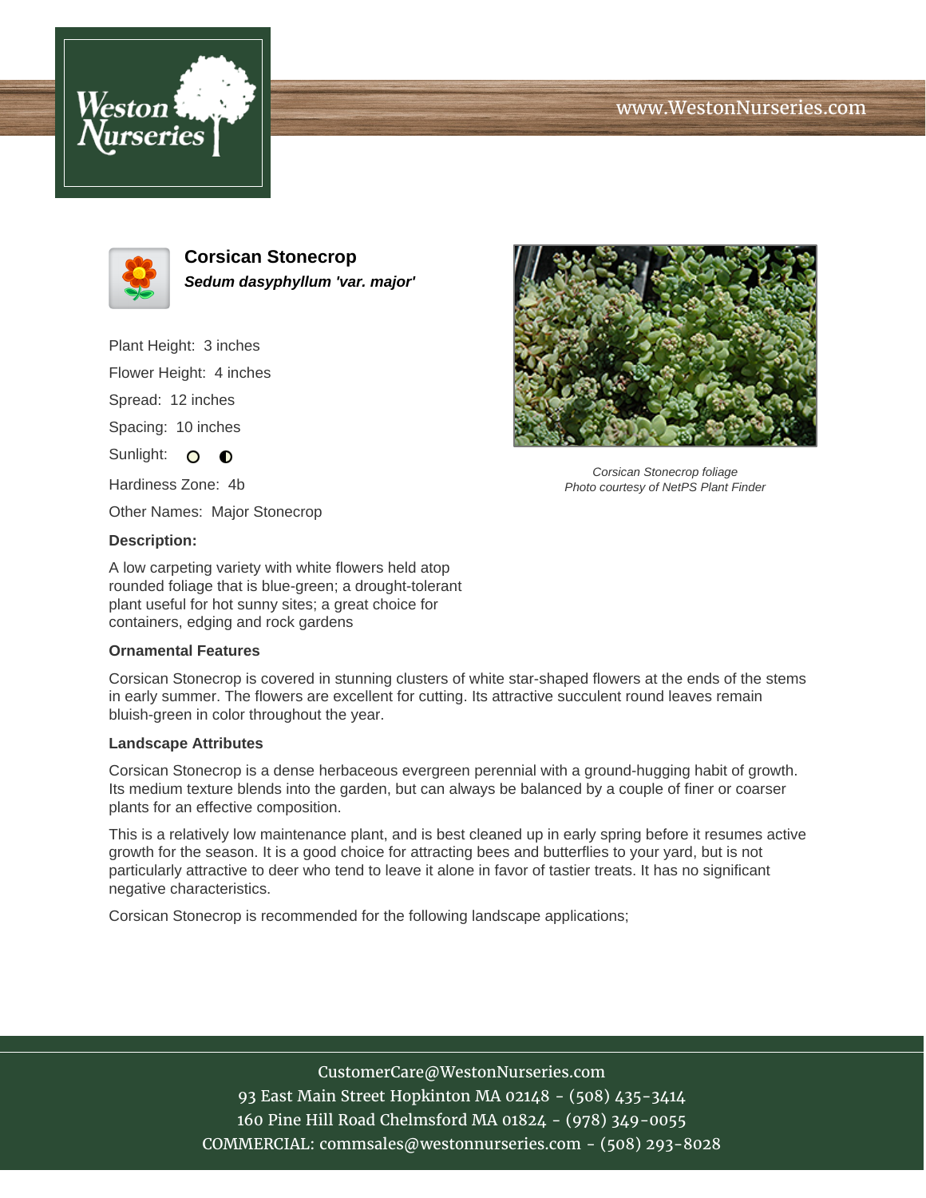# Corsican Stonecrop

***Sedum dasyphyllum 'var. major'***

Plant Height: 3 inches

Flower Height: 4 inches

Spread: 12 inches

Spacing: 10 inches

Sunlight:

Hardiness Zone: 4b

Other Names: Major Stonecrop

**Description:**

A low carpeting variety with white flowers held atop rounded foliage that is blue-green; a drought-tolerant plant useful for hot sunny sites; a great choice for containers, edging and rock gardens

*Corsican Stonecrop foliage*
*Photo courtesy of NetPS Plant Finder*

### Ornamental Features

Corsican Stonecrop is covered in stunning clusters of white star-shaped flowers at the ends of the stems in early summer. The flowers are excellent for cutting. Its attractive succulent round leaves remain bluish-green in color throughout the year.

### Landscape Attributes

Corsican Stonecrop is a dense herbaceous evergreen perennial with a ground-hugging habit of growth. Its medium texture blends into the garden, but can always be balanced by a couple of finer or coarser plants for an effective composition.

This is a relatively low maintenance plant, and is best cleaned up in early spring before it resumes active growth for the season. It is a good choice for attracting bees and butterflies to your yard, but is not particularly attractive to deer who tend to leave it alone in favor of tastier treats. It has no significant negative characteristics.

Corsican Stonecrop is recommended for the following landscape applications;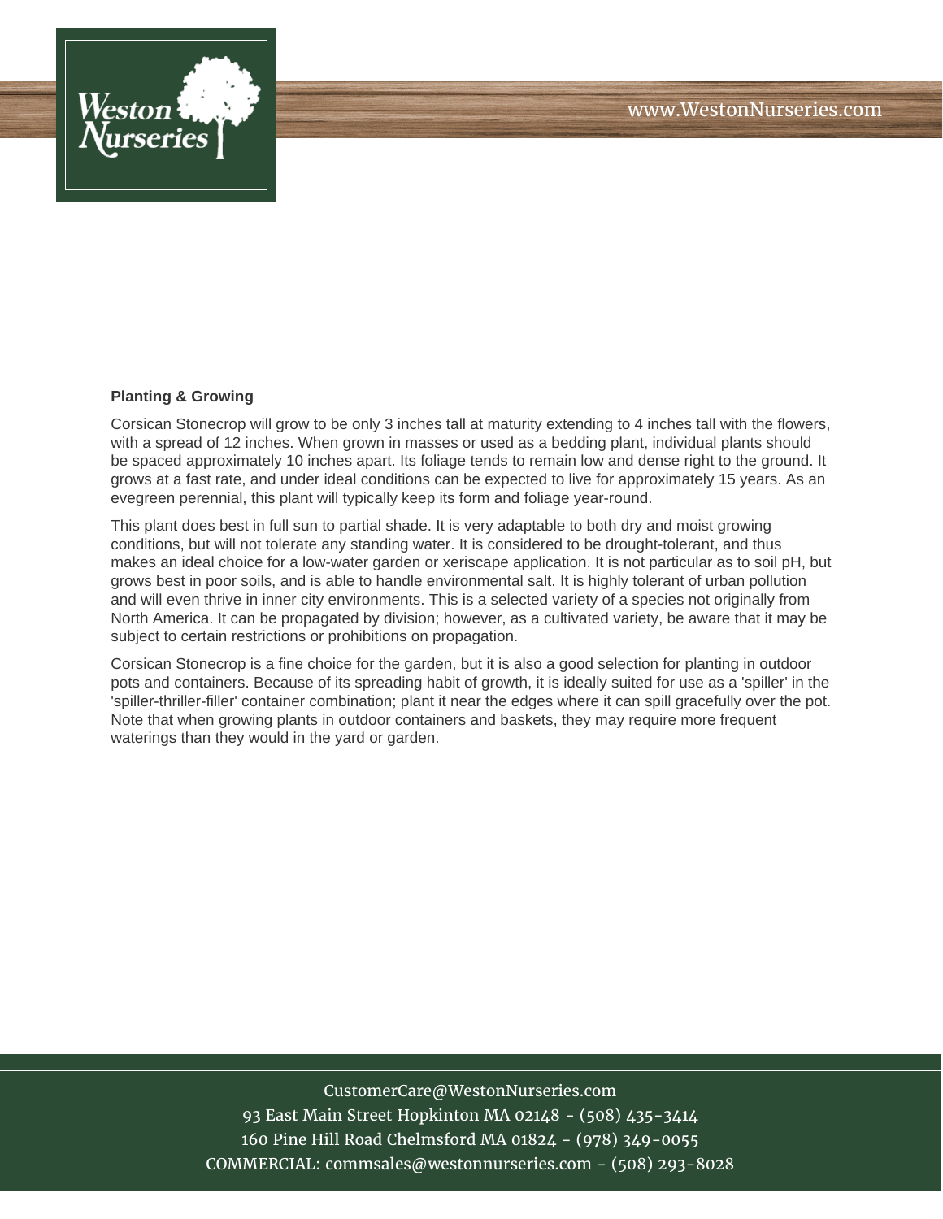### Planting & Growing

Corsican Stonecrop will grow to be only 3 inches tall at maturity extending to 4 inches tall with the flowers, with a spread of 12 inches. When grown in masses or used as a bedding plant, individual plants should be spaced approximately 10 inches apart. Its foliage tends to remain low and dense right to the ground. It grows at a fast rate, and under ideal conditions can be expected to live for approximately 15 years. As an evegreen perennial, this plant will typically keep its form and foliage year-round.

This plant does best in full sun to partial shade. It is very adaptable to both dry and moist growing conditions, but will not tolerate any standing water. It is considered to be drought-tolerant, and thus makes an ideal choice for a low-water garden or xeriscape application. It is not particular as to soil pH, but grows best in poor soils, and is able to handle environmental salt. It is highly tolerant of urban pollution and will even thrive in inner city environments. This is a selected variety of a species not originally from North America. It can be propagated by division; however, as a cultivated variety, be aware that it may be subject to certain restrictions or prohibitions on propagation.

Corsican Stonecrop is a fine choice for the garden, but it is also a good selection for planting in outdoor pots and containers. Because of its spreading habit of growth, it is ideally suited for use as a 'spiller' in the 'spiller-thriller-filler' container combination; plant it near the edges where it can spill gracefully over the pot. Note that when growing plants in outdoor containers and baskets, they may require more frequent waterings than they would in the yard or garden.